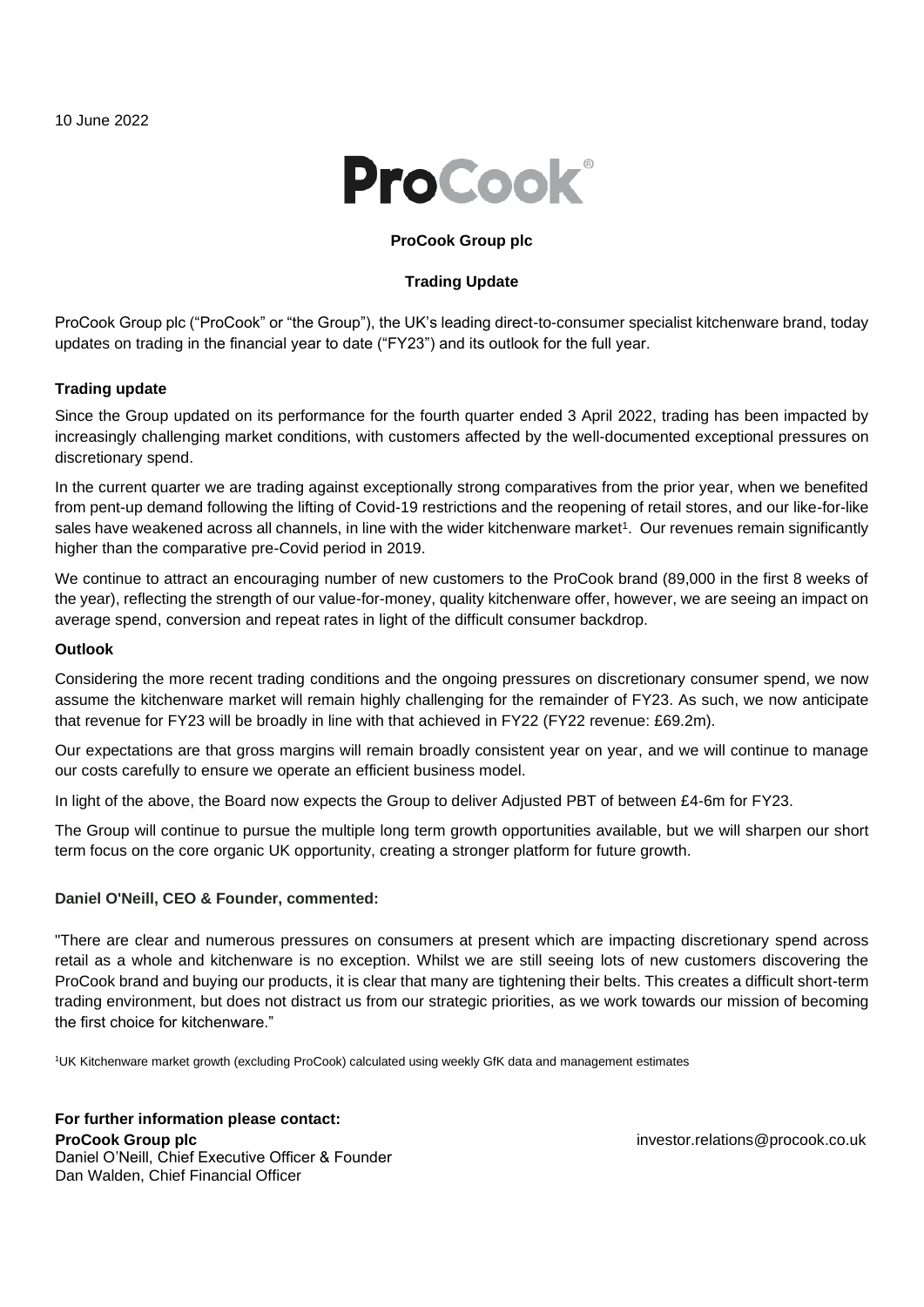10 June 2022

**ProCook**®

**ProCook Group plc**

**Trading Update**

ProCook Group plc ("ProCook" or "the Group"), the UK's leading direct-to-consumer specialist kitchenware brand, today updates on trading in the financial year to date ("FY23") and its outlook for the full year.

**Trading update**

Since the Group updated on its performance for the fourth quarter ended 3 April 2022, trading has been impacted by increasingly challenging market conditions, with customers affected by the well-documented exceptional pressures on discretionary spend.

In the current quarter we are trading against exceptionally strong comparatives from the prior year, when we benefited from pent-up demand following the lifting of Covid-19 restrictions and the reopening of retail stores, and our like-for-like sales have weakened across all channels, in line with the wider kitchenware market[1]. Our revenues remain significantly higher than the comparative pre-Covid period in 2019.

We continue to attract an encouraging number of new customers to the ProCook brand (89,000 in the first 8 weeks of the year), reflecting the strength of our value-for-money, quality kitchenware offer, however, we are seeing an impact on average spend, conversion and repeat rates in light of the difficult consumer backdrop.

**Outlook**

Considering the more recent trading conditions and the ongoing pressures on discretionary consumer spend, we now assume the kitchenware market will remain highly challenging for the remainder of FY23. As such, we now anticipate that revenue for FY23 will be broadly in line with that achieved in FY22 (FY22 revenue: £69.2m).

Our expectations are that gross margins will remain broadly consistent year on year, and we will continue to manage our costs carefully to ensure we operate an efficient business model.

In light of the above, the Board now expects the Group to deliver Adjusted PBT of between £4-6m for FY23.

The Group will continue to pursue the multiple long term growth opportunities available, but we will sharpen our short term focus on the core organic UK opportunity, creating a stronger platform for future growth.

**Daniel O'Neill, CEO & Founder, commented:**

"There are clear and numerous pressures on consumers at present which are impacting discretionary spend across retail as a whole and kitchenware is no exception. Whilst we are still seeing lots of new customers discovering the ProCook brand and buying our products, it is clear that many are tightening their belts. This creates a difficult short-term trading environment, but does not distract us from our strategic priorities, as we work towards our mission of becoming the first choice for kitchenware."

[1]UK Kitchenware market growth (excluding ProCook) calculated using weekly GfK data and management estimates

**For further information please contact:**

**ProCook Group plc** investor.relations@procook.co.uk
Daniel O'Neill, Chief Executive Officer & Founder
Dan Walden, Chief Financial Officer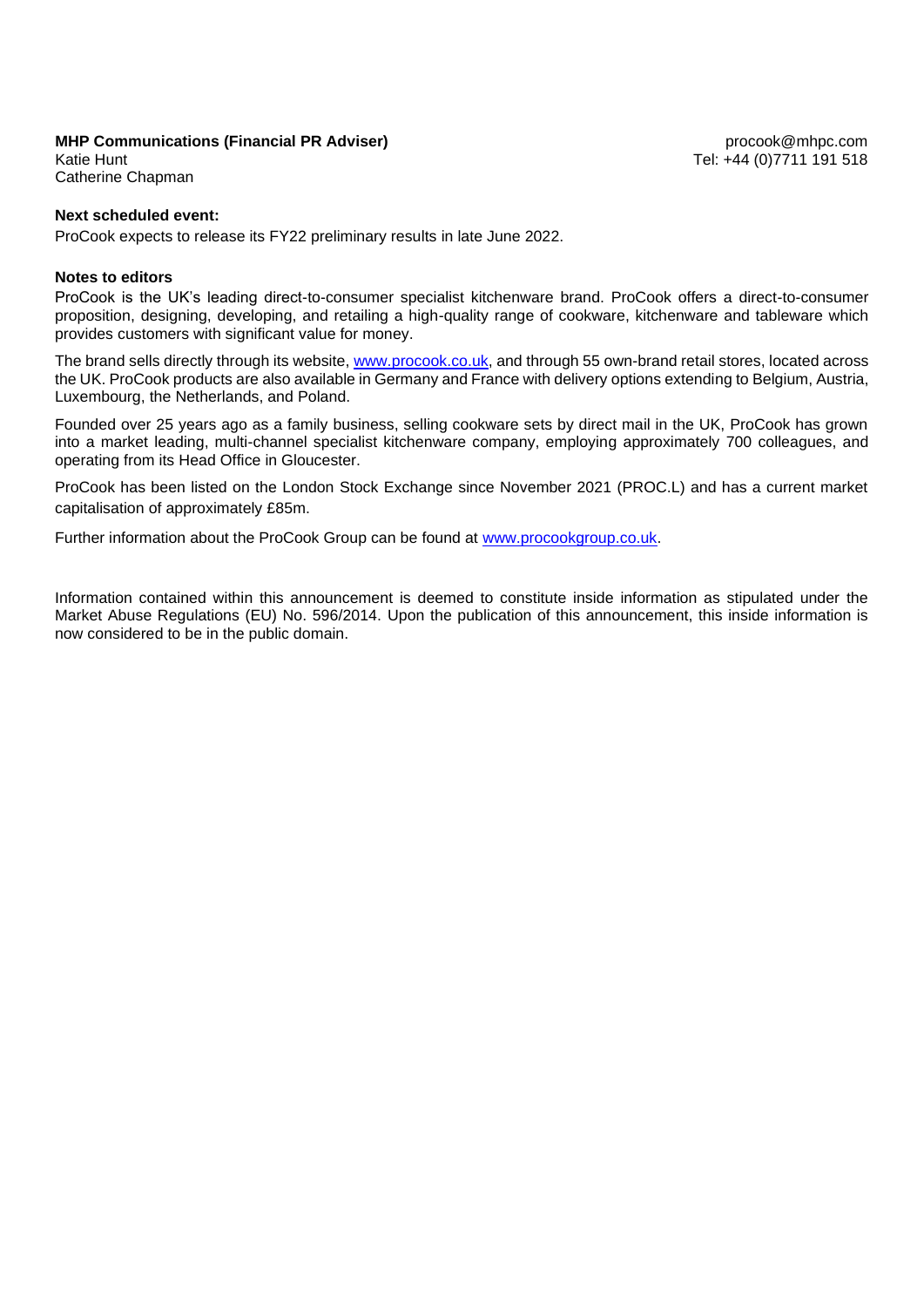**MHP Communications (Financial PR Adviser)**
Katie Hunt
Catherine Chapman

procook@mhpc.com
Tel: +44 (0)7711 191 518

**Next scheduled event:**

ProCook expects to release its FY22 preliminary results in late June 2022.

**Notes to editors**

ProCook is the UK's leading direct-to-consumer specialist kitchenware brand. ProCook offers a direct-to-consumer proposition, designing, developing, and retailing a high-quality range of cookware, kitchenware and tableware which provides customers with significant value for money.

The brand sells directly through its website, www.procook.co.uk, and through 55 own-brand retail stores, located across the UK. ProCook products are also available in Germany and France with delivery options extending to Belgium, Austria, Luxembourg, the Netherlands, and Poland.

Founded over 25 years ago as a family business, selling cookware sets by direct mail in the UK, ProCook has grown into a market leading, multi-channel specialist kitchenware company, employing approximately 700 colleagues, and operating from its Head Office in Gloucester.

ProCook has been listed on the London Stock Exchange since November 2021 (PROC.L) and has a current market capitalisation of approximately £85m.

Further information about the ProCook Group can be found at www.procookgroup.co.uk.

Information contained within this announcement is deemed to constitute inside information as stipulated under the Market Abuse Regulations (EU) No. 596/2014. Upon the publication of this announcement, this inside information is now considered to be in the public domain.